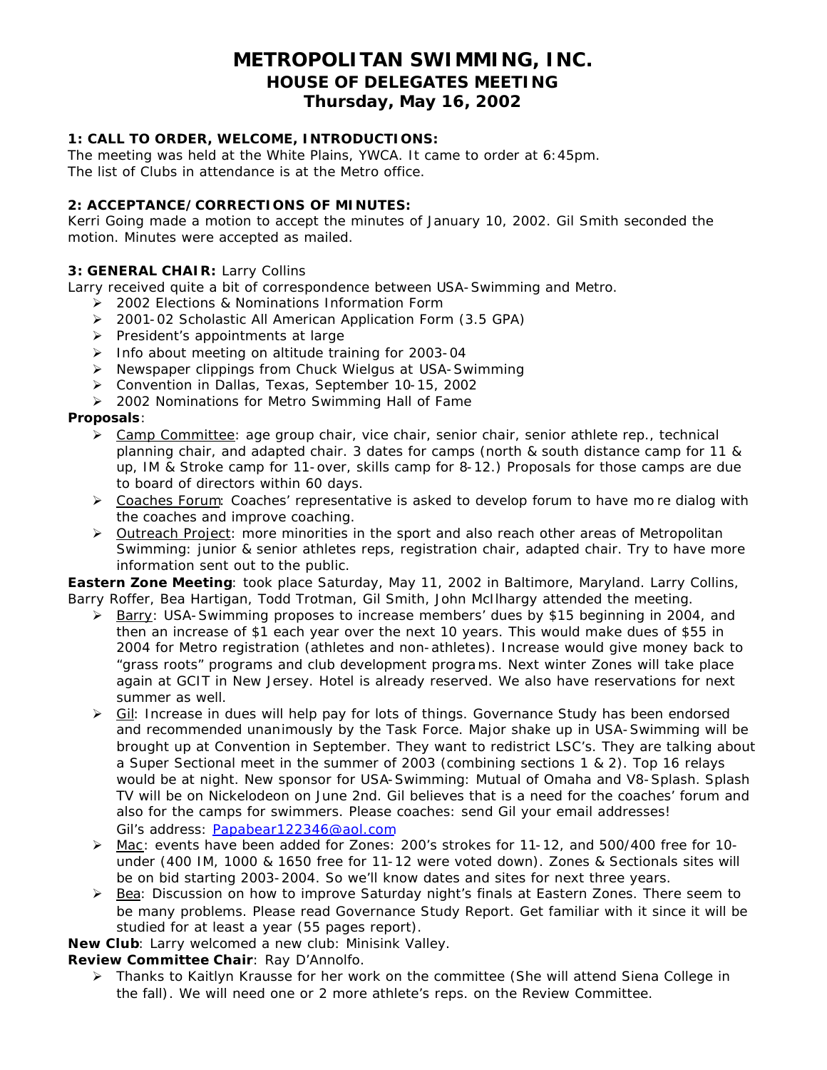# METROPOLITAN SWIMMING, INC.
## HOUSE OF DELEGATES MEETING
## Thursday, May 16, 2002

**1: CALL TO ORDER, WELCOME, INTRODUCTIONS:**
The meeting was held at the White Plains, YWCA. It came to order at 6:45pm.
The list of Clubs in attendance is at the Metro office.

**2: ACCEPTANCE/CORRECTIONS OF MINUTES:**
Kerri Going made a motion to accept the minutes of January 10, 2002. Gil Smith seconded the motion. Minutes were accepted as mailed.

**3: GENERAL CHAIR:** Larry Collins
Larry received quite a bit of correspondence between USA-Swimming and Metro.

- 2002 Elections & Nominations Information Form
- 2001-02 Scholastic All American Application Form (3.5 GPA)
- President's appointments at large
- Info about meeting on altitude training for 2003-04
- Newspaper clippings from Chuck Wielgus at USA-Swimming
- Convention in Dallas, Texas, September 10-15, 2002
- 2002 Nominations for Metro Swimming Hall of Fame

**Proposals**:

- Camp Committee: age group chair, vice chair, senior chair, senior athlete rep., technical planning chair, and adapted chair. 3 dates for camps (north & south distance camp for 11 & up, IM & Stroke camp for 11-over, skills camp for 8-12.) Proposals for those camps are due to board of directors within 60 days.
- Coaches Forum: Coaches' representative is asked to develop forum to have more dialog with the coaches and improve coaching.
- Outreach Project: more minorities in the sport and also reach other areas of Metropolitan Swimming: junior & senior athletes reps, registration chair, adapted chair. Try to have more information sent out to the public.

**Eastern Zone Meeting**: took place Saturday, May 11, 2002 in Baltimore, Maryland. Larry Collins, Barry Roffer, Bea Hartigan, Todd Trotman, Gil Smith, John McIlhargy attended the meeting.

- Barry: USA-Swimming proposes to increase members' dues by $15 beginning in 2004, and then an increase of $1 each year over the next 10 years. This would make dues of $55 in 2004 for Metro registration (athletes and non-athletes). Increase would give money back to "grass roots" programs and club development programs. Next winter Zones will take place again at GCIT in New Jersey. Hotel is already reserved. We also have reservations for next summer as well.
- Gil: Increase in dues will help pay for lots of things. Governance Study has been endorsed and recommended unanimously by the Task Force. Major shake up in USA-Swimming will be brought up at Convention in September. They want to redistrict LSC's. They are talking about a Super Sectional meet in the summer of 2003 (combining sections 1 & 2). Top 16 relays would be at night. New sponsor for USA-Swimming: Mutual of Omaha and V8-Splash. Splash TV will be on Nickelodeon on June 2nd. Gil believes that is a need for the coaches' forum and also for the camps for swimmers. Please coaches: send Gil your email addresses!
  Gil's address: Papabear122346@aol.com
- Mac: events have been added for Zones: 200's strokes for 11-12, and 500/400 free for 10-under (400 IM, 1000 & 1650 free for 11-12 were voted down). Zones & Sectionals sites will be on bid starting 2003-2004. So we'll know dates and sites for next three years.
- Bea: Discussion on how to improve Saturday night's finals at Eastern Zones. There seem to be many problems. Please read Governance Study Report. Get familiar with it since it will be studied for at least a year (55 pages report).

**New Club**: Larry welcomed a new club: Minisink Valley.

**Review Committee Chair**: Ray D'Annolfo.

- Thanks to Kaitlyn Krausse for her work on the committee (She will attend Siena College in the fall). We will need one or 2 more athlete's reps. on the Review Committee.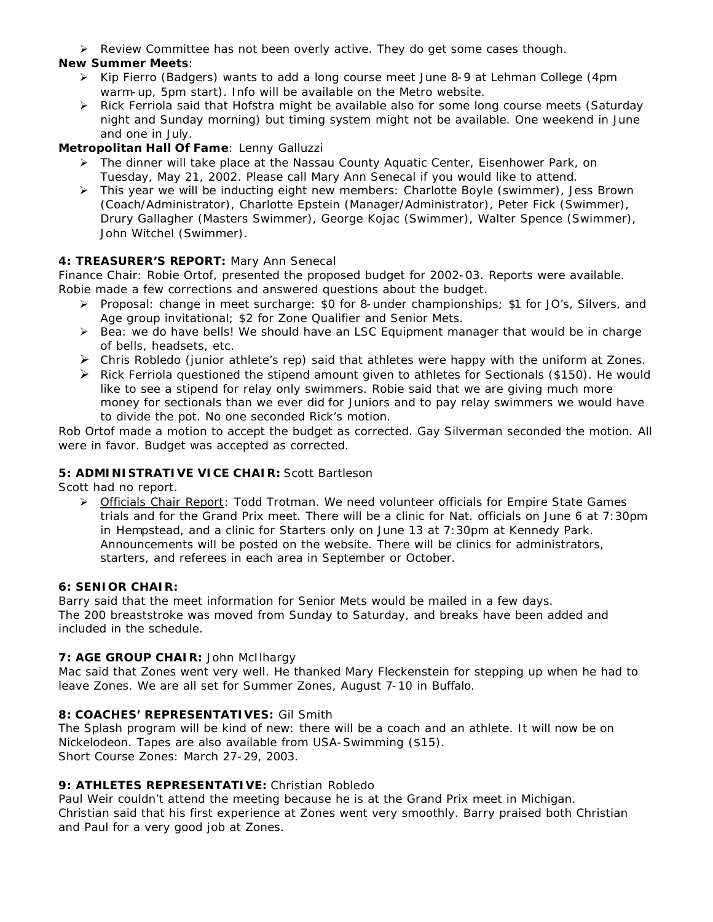- Review Committee has not been overly active. They do get some cases though.

**New Summer Meets**:

- Kip Fierro (Badgers) wants to add a long course meet June 8-9 at Lehman College (4pm warm-up, 5pm start). Info will be available on the Metro website.
- Rick Ferriola said that Hofstra might be available also for some long course meets (Saturday night and Sunday morning) but timing system might not be available. One weekend in June and one in July.

**Metropolitan Hall Of Fame**: Lenny Galluzzi

- The dinner will take place at the Nassau County Aquatic Center, Eisenhower Park, on Tuesday, May 21, 2002. Please call Mary Ann Senecal if you would like to attend.
- This year we will be inducting eight new members: Charlotte Boyle (swimmer), Jess Brown (Coach/Administrator), Charlotte Epstein (Manager/Administrator), Peter Fick (Swimmer), Drury Gallagher (Masters Swimmer), George Kojac (Swimmer), Walter Spence (Swimmer), John Witchel (Swimmer).

**4: TREASURER'S REPORT:** Mary Ann Senecal

Finance Chair: Robie Ortof, presented the proposed budget for 2002-03. Reports were available. Robie made a few corrections and answered questions about the budget.

- Proposal: change in meet surcharge: $0 for 8-under championships; $1 for JO's, Silvers, and Age group invitational; $2 for Zone Qualifier and Senior Mets.
- Bea: we do have bells! We should have an LSC Equipment manager that would be in charge of bells, headsets, etc.
- Chris Robledo (junior athlete's rep) said that athletes were happy with the uniform at Zones.
- Rick Ferriola questioned the stipend amount given to athletes for Sectionals ($150). He would like to see a stipend for relay only swimmers. Robie said that we are giving much more money for sectionals than we ever did for Juniors and to pay relay swimmers we would have to divide the pot. No one seconded Rick's motion.

Rob Ortof made a motion to accept the budget as corrected. Gay Silverman seconded the motion. All were in favor. Budget was accepted as corrected.

**5: ADMINISTRATIVE VICE CHAIR:** Scott Bartleson

Scott had no report.

- Officials Chair Report: Todd Trotman. We need volunteer officials for Empire State Games trials and for the Grand Prix meet. There will be a clinic for Nat. officials on June 6 at 7:30pm in Hempstead, and a clinic for Starters only on June 13 at 7:30pm at Kennedy Park. Announcements will be posted on the website. There will be clinics for administrators, starters, and referees in each area in September or October.

**6: SENIOR CHAIR:**

Barry said that the meet information for Senior Mets would be mailed in a few days.
The 200 breaststroke was moved from Sunday to Saturday, and breaks have been added and included in the schedule.

**7: AGE GROUP CHAIR:** John McIlhargy

Mac said that Zones went very well. He thanked Mary Fleckenstein for stepping up when he had to leave Zones. We are all set for Summer Zones, August 7-10 in Buffalo.

**8: COACHES' REPRESENTATIVES:** Gil Smith

The Splash program will be kind of new: there will be a coach and an athlete. It will now be on Nickelodeon. Tapes are also available from USA-Swimming ($15).
Short Course Zones: March 27-29, 2003.

**9: ATHLETES REPRESENTATIVE:** Christian Robledo

Paul Weir couldn't attend the meeting because he is at the Grand Prix meet in Michigan.
Christian said that his first experience at Zones went very smoothly. Barry praised both Christian and Paul for a very good job at Zones.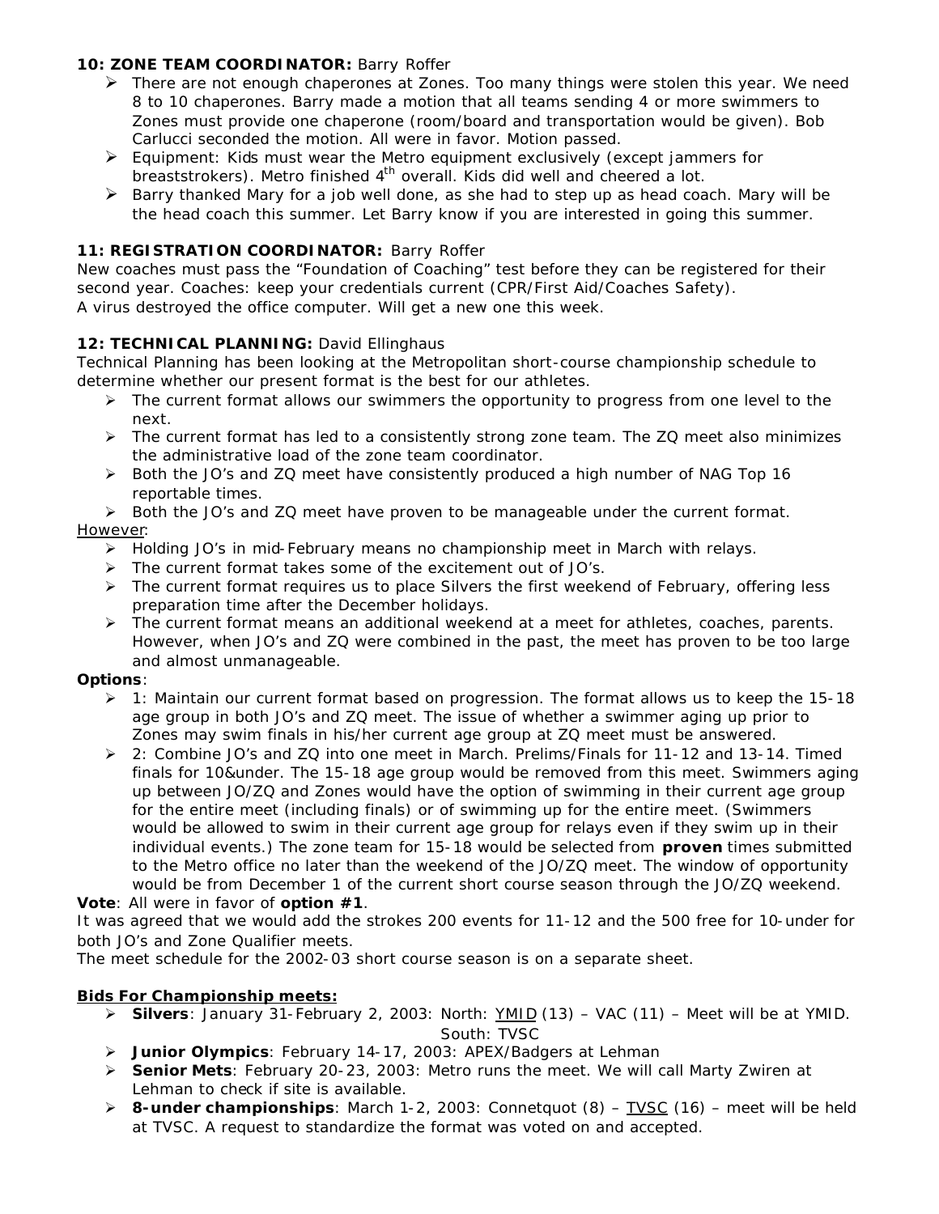**10: ZONE TEAM COORDINATOR:** Barry Roffer

- There are not enough chaperones at Zones. Too many things were stolen this year. We need 8 to 10 chaperones. Barry made a motion that all teams sending 4 or more swimmers to Zones must provide one chaperone (room/board and transportation would be given). Bob Carlucci seconded the motion. All were in favor. Motion passed.
- Equipment: Kids must wear the Metro equipment exclusively (except jammers for breaststrokers). Metro finished 4th overall. Kids did well and cheered a lot.
- Barry thanked Mary for a job well done, as she had to step up as head coach. Mary will be the head coach this summer. Let Barry know if you are interested in going this summer.

**11: REGISTRATION COORDINATOR:** Barry Roffer

New coaches must pass the "Foundation of Coaching" test before they can be registered for their second year. Coaches: keep your credentials current (CPR/First Aid/Coaches Safety).
A virus destroyed the office computer. Will get a new one this week.

**12: TECHNICAL PLANNING:** David Ellinghaus

Technical Planning has been looking at the Metropolitan short-course championship schedule to determine whether our present format is the best for our athletes.

- The current format allows our swimmers the opportunity to progress from one level to the next.
- The current format has led to a consistently strong zone team. The ZQ meet also minimizes the administrative load of the zone team coordinator.
- Both the JO's and ZQ meet have consistently produced a high number of NAG Top 16 reportable times.
- Both the JO's and ZQ meet have proven to be manageable under the current format.

<u>However</u>:

- Holding JO's in mid-February means no championship meet in March with relays.
- The current format takes some of the excitement out of JO's.
- The current format requires us to place Silvers the first weekend of February, offering less preparation time after the December holidays.
- The current format means an additional weekend at a meet for athletes, coaches, parents. However, when JO's and ZQ were combined in the past, the meet has proven to be too large and almost unmanageable.

**Options**:

- 1: Maintain our current format based on progression. The format allows us to keep the 15-18 age group in both JO's and ZQ meet. The issue of whether a swimmer aging up prior to Zones may swim finals in his/her current age group at ZQ meet must be answered.
- 2: Combine JO's and ZQ into one meet in March. Prelims/Finals for 11-12 and 13-14. Timed finals for 10&under. The 15-18 age group would be removed from this meet. Swimmers aging up between JO/ZQ and Zones would have the option of swimming in their current age group for the entire meet (including finals) or of swimming up for the entire meet. (Swimmers would be allowed to swim in their current age group for relays even if they swim up in their individual events.) The zone team for 15-18 would be selected from **proven** times submitted to the Metro office no later than the weekend of the JO/ZQ meet. The window of opportunity would be from December 1 of the current short course season through the JO/ZQ weekend.

**Vote**: All were in favor of **option #1**.
It was agreed that we would add the strokes 200 events for 11-12 and the 500 free for 10-under for both JO's and Zone Qualifier meets.
The meet schedule for the 2002-03 short course season is on a separate sheet.

**<u>Bids For Championship meets:</u>**

- **Silvers**: January 31-February 2, 2003: North: <u>YMID</u> (13) – VAC (11) – Meet will be at YMID.
  South: <u>TVSC</u>
- **Junior Olympics**: February 14-17, 2003: APEX/Badgers at Lehman
- **Senior Mets**: February 20-23, 2003: Metro runs the meet. We will call Marty Zwiren at Lehman to check if site is available.
- **8-under championships**: March 1-2, 2003: Connetquot (8) – <u>TVSC</u> (16) – meet will be held at TVSC. A request to standardize the format was voted on and accepted.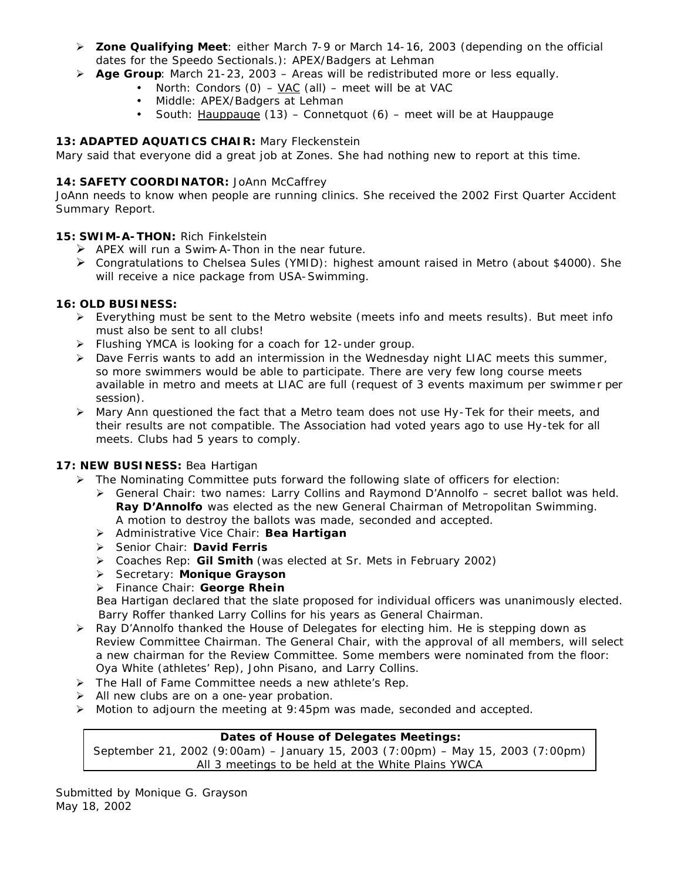- **Zone Qualifying Meet**: either March 7-9 or March 14-16, 2003 (depending on the official dates for the Speedo Sectionals.): APEX/Badgers at Lehman
- **Age Group**: March 21-23, 2003 – Areas will be redistributed more or less equally.
    - North: Condors (0) – VAC (all) – meet will be at VAC
    - Middle: APEX/Badgers at Lehman
    - South: Hauppauge (13) – Connetquot (6) – meet will be at Hauppauge

**13: ADAPTED AQUATICS CHAIR:** Mary Fleckenstein

Mary said that everyone did a great job at Zones. She had nothing new to report at this time.

**14: SAFETY COORDINATOR:** JoAnn McCaffrey

JoAnn needs to know when people are running clinics. She received the 2002 First Quarter Accident Summary Report.

**15: SWIM-A-THON:** Rich Finkelstein

- APEX will run a Swim-A-Thon in the near future.
- Congratulations to Chelsea Sules (YMID): highest amount raised in Metro (about $4000). She will receive a nice package from USA-Swimming.

**16: OLD BUSINESS:**

- Everything must be sent to the Metro website (meets info and meets results). But meet info must also be sent to all clubs!
- Flushing YMCA is looking for a coach for 12-under group.
- Dave Ferris wants to add an intermission in the Wednesday night LIAC meets this summer, so more swimmers would be able to participate. There are very few long course meets available in metro and meets at LIAC are full (request of 3 events maximum per swimmer per session).
- Mary Ann questioned the fact that a Metro team does not use Hy-Tek for their meets, and their results are not compatible. The Association had voted years ago to use Hy-tek for all meets. Clubs had 5 years to comply.

**17: NEW BUSINESS:** Bea Hartigan

- The Nominating Committee puts forward the following slate of officers for election:
    - General Chair: two names: Larry Collins and Raymond D'Annolfo – secret ballot was held. **Ray D'Annolfo** was elected as the new General Chairman of Metropolitan Swimming. A motion to destroy the ballots was made, seconded and accepted.
    - Administrative Vice Chair: **Bea Hartigan**
    - Senior Chair: **David Ferris**
    - Coaches Rep: **Gil Smith** (was elected at Sr. Mets in February 2002)
    - Secretary: **Monique Grayson**
    - Finance Chair: **George Rhein**

  Bea Hartigan declared that the slate proposed for individual officers was unanimously elected. Barry Roffer thanked Larry Collins for his years as General Chairman.
- Ray D'Annolfo thanked the House of Delegates for electing him. He is stepping down as Review Committee Chairman. The General Chair, with the approval of all members, will select a new chairman for the Review Committee. Some members were nominated from the floor: Oya White (athletes' Rep), John Pisano, and Larry Collins.
- The Hall of Fame Committee needs a new athlete's Rep.
- All new clubs are on a one-year probation.
- Motion to adjourn the meeting at 9:45pm was made, seconded and accepted.

**Dates of House of Delegates Meetings:**
September 21, 2002 (9:00am) – January 15, 2003 (7:00pm) – May 15, 2003 (7:00pm)
All 3 meetings to be held at the White Plains YWCA

Submitted by Monique G. Grayson
May 18, 2002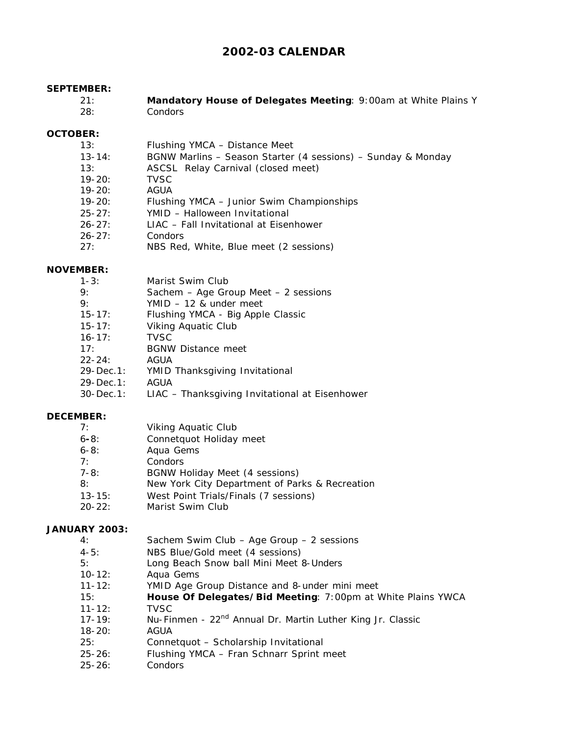# 2002-03 CALENDAR

**SEPTEMBER:**

21: **Mandatory House of Delegates Meeting**: 9:00am at White Plains Y
28: Condors

**OCTOBER:**

13: Flushing YMCA – Distance Meet
13-14: BGNW Marlins – Season Starter (4 sessions) – Sunday & Monday
13: ASCSL Relay Carnival (closed meet)
19-20: TVSC
19-20: AGUA
19-20: Flushing YMCA – Junior Swim Championships
25-27: YMID – Halloween Invitational
26-27: LIAC – Fall Invitational at Eisenhower
26-27: Condors
27: NBS Red, White, Blue meet (2 sessions)

**NOVEMBER:**

1-3: Marist Swim Club
9: Sachem – Age Group Meet – 2 sessions
9: YMID – 12 & under meet
15-17: Flushing YMCA - Big Apple Classic
15-17: Viking Aquatic Club
16-17: TVSC
17: BGNW Distance meet
22-24: AGUA
29-Dec.1: YMID Thanksgiving Invitational
29-Dec.1: AGUA
30-Dec.1: LIAC – Thanksgiving Invitational at Eisenhower

**DECEMBER:**

7: Viking Aquatic Club
6-8: Connetquot Holiday meet
6-8: Aqua Gems
7: Condors
7-8: BGNW Holiday Meet (4 sessions)
8: New York City Department of Parks & Recreation
13-15: West Point Trials/Finals (7 sessions)
20-22: Marist Swim Club

**JANUARY 2003:**

4: Sachem Swim Club – Age Group – 2 sessions
4-5: NBS Blue/Gold meet (4 sessions)
5: Long Beach Snow ball Mini Meet 8-Unders
10-12: Aqua Gems
11-12: YMID Age Group Distance and 8-under mini meet
15: **House Of Delegates/Bid Meeting**: 7:00pm at White Plains YWCA
11-12: TVSC
17-19: Nu-Finmen - 22nd Annual Dr. Martin Luther King Jr. Classic
18-20: AGUA
25: Connetquot – Scholarship Invitational
25-26: Flushing YMCA – Fran Schnarr Sprint meet
25-26: Condors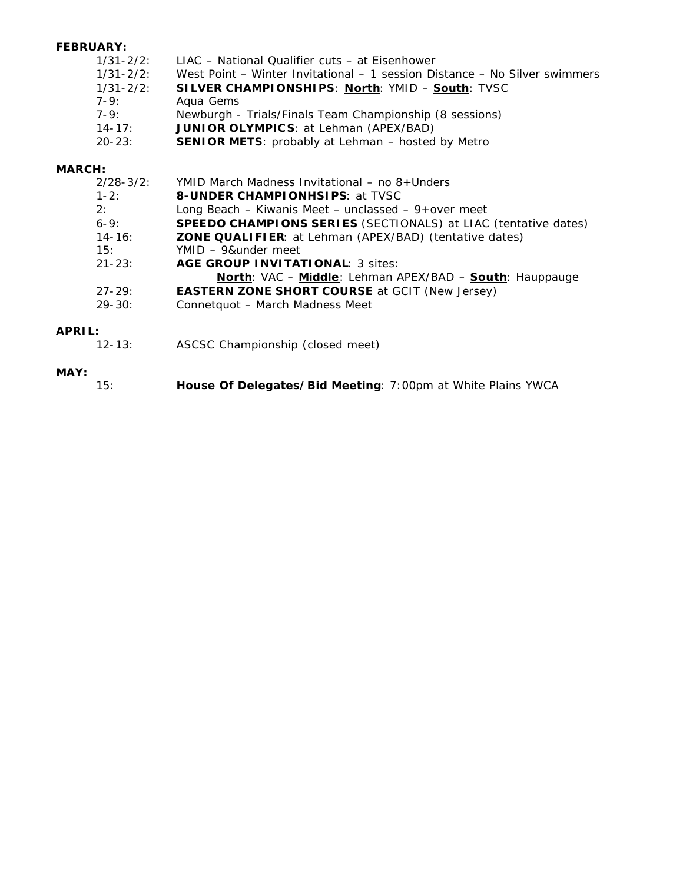**FEBRUARY:**

1/31-2/2: LIAC – National Qualifier cuts – at Eisenhower
1/31-2/2: West Point – Winter Invitational – 1 session Distance – No Silver swimmers
1/31-2/2: **SILVER CHAMPIONSHIPS**: **North**: YMID – **South**: TVSC
7-9: Aqua Gems
7-9: Newburgh - Trials/Finals Team Championship (8 sessions)
14-17: **JUNIOR OLYMPICS**: at Lehman (APEX/BAD)
20-23: **SENIOR METS**: probably at Lehman – hosted by Metro

**MARCH:**

2/28-3/2: YMID March Madness Invitational – no 8+Unders
1-2: **8-UNDER CHAMPIONHSIPS**: at TVSC
2: Long Beach – Kiwanis Meet – unclassed – 9+over meet
6-9: **SPEEDO CHAMPIONS SERIES** (SECTIONALS) at LIAC (tentative dates)
14-16: **ZONE QUALIFIER**: at Lehman (APEX/BAD) (tentative dates)
15: YMID – 9&under meet
21-23: **AGE GROUP INVITATIONAL**: 3 sites:
**North**: VAC – **Middle**: Lehman APEX/BAD – **South**: Hauppauge
27-29: **EASTERN ZONE SHORT COURSE** at GCIT (New Jersey)
29-30: Connetquot – March Madness Meet

**APRIL:**

12-13: ASCSC Championship (closed meet)

**MAY:**

15: **House Of Delegates/Bid Meeting**: 7:00pm at White Plains YWCA